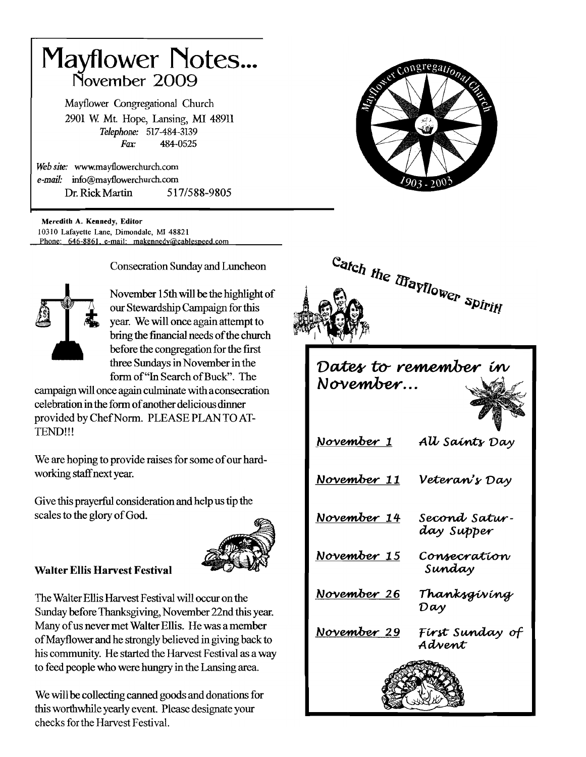# Mayflower Notes...

## November 2009

Mayflower Congregational Church
2901 W. Mt. Hope, Lansing, MI 48911
*Telephone:* 517-484-3139
*Fax:* 484-0525

*Web site:* www.mayflowerchurch.com
*e-mail:* info@mayflowerchurch.com
Dr. Rick Martin 517/588-9805

**Meredith A. Kennedy, Editor**
10310 Lafayette Lane, Dimondale, MI 48821
Phone: 646-8861, e-mail: makennedy@cablespeed.com

### Consecration Sunday and Luncheon

November 15th will be the highlight of our Stewardship Campaign for this year. We will once again attempt to bring the financial needs of the church before the congregation for the first three Sundays in November in the form of "In Search of Buck". The campaign will once again culminate with a consecration celebration in the form of another delicious dinner provided by Chef Norm. PLEASE PLAN TO ATTEND!!!

We are hoping to provide raises for some of our hard-working staff next year.

Give this prayerful consideration and help us tip the scales to the glory of God.

### Walter Ellis Harvest Festival

The Walter Ellis Harvest Festival will occur on the Sunday before Thanksgiving, November 22nd this year. Many of us never met Walter Ellis. He was a member of Mayflower and he strongly believed in giving back to his community. He started the Harvest Festival as a way to feed people who were hungry in the Lansing area.

We will be collecting canned goods and donations for this worthwhile yearly event. Please designate your checks for the Harvest Festival.

*Catch the Mayflower spirit!*

### *Dates to remember in November...*

| | |
|---|---|
| *November 1* | *All Saints Day* |
| *November 11* | *Veteran's Day* |
| *November 14* | *Second Saturday Supper* |
| *November 15* | *Consecration Sunday* |
| *November 26* | *Thanksgiving Day* |
| *November 29* | *First Sunday of Advent* |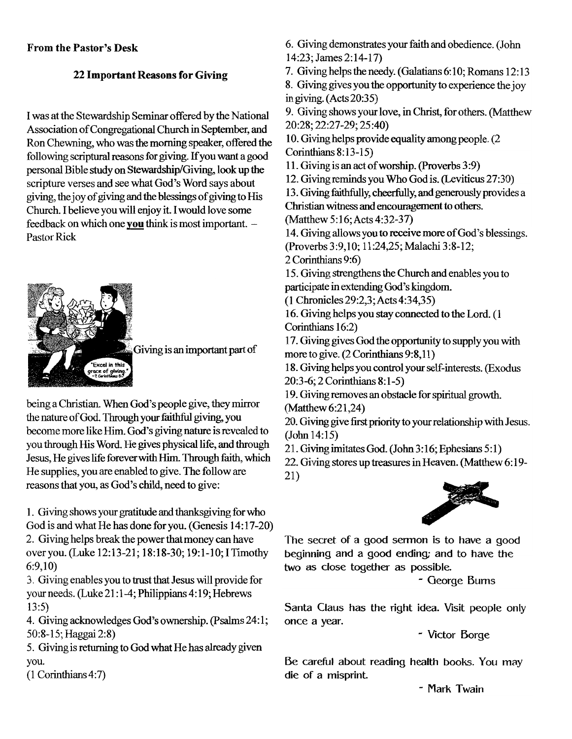**From the Pastor's Desk**

## 22 Important Reasons for Giving

I was at the Stewardship Seminar offered by the National Association of Congregational Church in September, and Ron Chewning, who was the morning speaker, offered the following scriptural reasons for giving. If you want a good personal Bible study on Stewardship/Giving, look up the scripture verses and see what God's Word says about giving, the joy of giving and the blessings of giving to His Church. I believe you will enjoy it. I would love some feedback on which one **you** think is most important. – Pastor Rick

Giving is an important part of being a Christian. When God's people give, they mirror the nature of God. Through your faithful giving, you become more like Him. God's giving nature is revealed to you through His Word. He gives physical life, and through Jesus, He gives life forever with Him. Through faith, which He supplies, you are enabled to give. The follow are reasons that you, as God's child, need to give:

1. Giving shows your gratitude and thanksgiving for who God is and what He has done for you. (Genesis 14:17-20)
2. Giving helps break the power that money can have over you. (Luke 12:13-21; 18:18-30; 19:1-10; I Timothy 6:9,10)
3. Giving enables you to trust that Jesus will provide for your needs. (Luke 21:1-4; Philippians 4:19; Hebrews 13:5)
4. Giving acknowledges God's ownership. (Psalms 24:1; 50:8-15; Haggai 2:8)
5. Giving is returning to God what He has already given you. (1 Corinthians 4:7)
6. Giving demonstrates your faith and obedience. (John 14:23; James 2:14-17)
7. Giving helps the needy. (Galatians 6:10; Romans 12:13
8. Giving gives you the opportunity to experience the joy in giving. (Acts 20:35)
9. Giving shows your love, in Christ, for others. (Matthew 20:28; 22:27-29; 25:40)
10. Giving helps provide equality among people. (2 Corinthians 8:13-15)
11. Giving is an act of worship. (Proverbs 3:9)
12. Giving reminds you Who God is. (Leviticus 27:30)
13. Giving faithfully, cheerfully, and generously provides a Christian witness and encouragement to others. (Matthew 5:16; Acts 4:32-37)
14. Giving allows you to receive more of God's blessings. (Proverbs 3:9,10; 11:24,25; Malachi 3:8-12; 2 Corinthians 9:6)
15. Giving strengthens the Church and enables you to participate in extending God's kingdom. (1 Chronicles 29:2,3; Acts 4:34,35)
16. Giving helps you stay connected to the Lord. (1 Corinthians 16:2)
17. Giving gives God the opportunity to supply you with more to give. (2 Corinthians 9:8,11)
18. Giving helps you control your self-interests. (Exodus 20:3-6; 2 Corinthians 8:1-5)
19. Giving removes an obstacle for spiritual growth. (Matthew 6:21,24)
20. Giving give first priority to your relationship with Jesus. (John 14:15)
21. Giving imitates God. (John 3:16; Ephesians 5:1)
22. Giving stores up treasures in Heaven. (Matthew 6:19-21)

The secret of a good sermon is to have a good beginning and a good ending; and to have the two as close together as possible.

- George Burns

Santa Claus has the right idea. Visit people only once a year.

- Victor Borge

Be careful about reading health books. You may die of a misprint.

- Mark Twain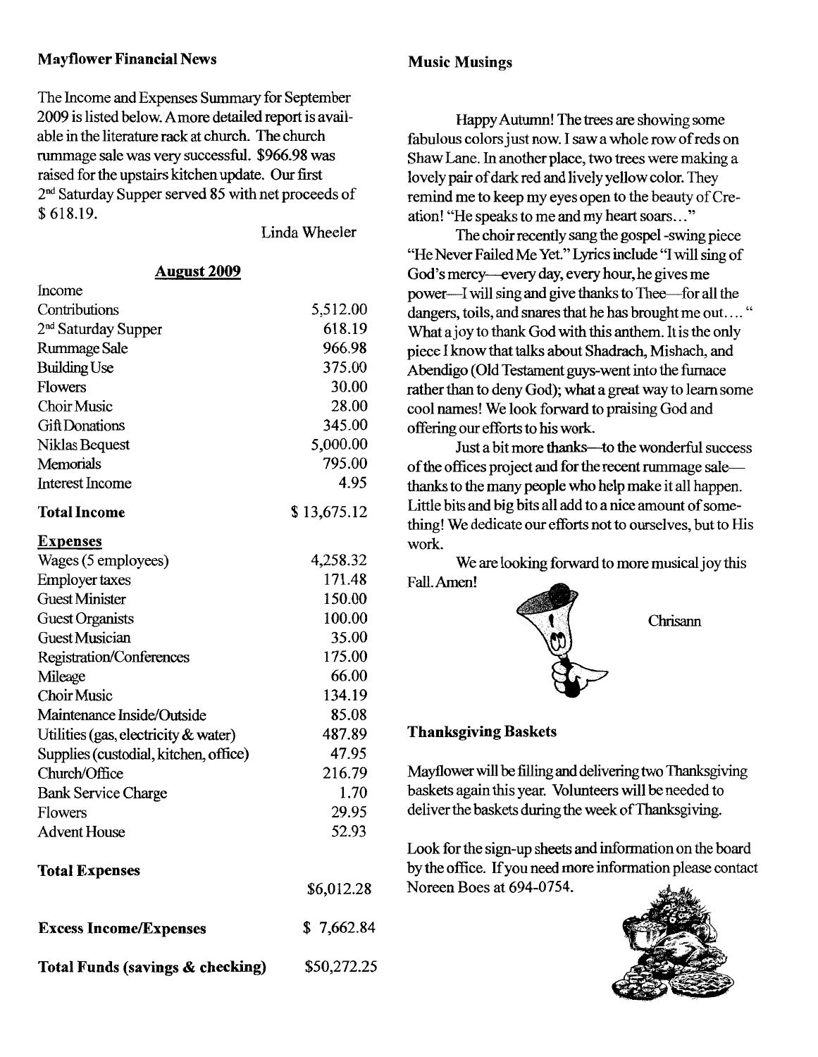## Mayflower Financial News

The Income and Expenses Summary for September 2009 is listed below. A more detailed report is available in the literature rack at church. The church rummage sale was very successful. $966.98 was raised for the upstairs kitchen update. Our first 2nd Saturday Supper served 85 with net proceeds of $ 618.19.

Linda Wheeler

**August 2009**

| | |
|---|---|
| Income | |
| Contributions | 5,512.00 |
| 2nd Saturday Supper | 618.19 |
| Rummage Sale | 966.98 |
| Building Use | 375.00 |
| Flowers | 30.00 |
| Choir Music | 28.00 |
| Gift Donations | 345.00 |
| Niklas Bequest | 5,000.00 |
| Memorials | 795.00 |
| Interest Income | 4.95 |
| **Total Income** | $ 13,675.12 |
| **Expenses** | |
| Wages (5 employees) | 4,258.32 |
| Employer taxes | 171.48 |
| Guest Minister | 150.00 |
| Guest Organists | 100.00 |
| Guest Musician | 35.00 |
| Registration/Conferences | 175.00 |
| Mileage | 66.00 |
| Choir Music | 134.19 |
| Maintenance Inside/Outside | 85.08 |
| Utilities (gas, electricity & water) | 487.89 |
| Supplies (custodial, kitchen, office) | 47.95 |
| Church/Office | 216.79 |
| Bank Service Charge | 1.70 |
| Flowers | 29.95 |
| Advent House | 52.93 |
| **Total Expenses** | $6,012.28 |
| **Excess Income/Expenses** | $ 7,662.84 |
| **Total Funds (savings & checking)** | $50,272.25 |

## Music Musings

Happy Autumn! The trees are showing some fabulous colors just now. I saw a whole row of reds on Shaw Lane. In another place, two trees were making a lovely pair of dark red and lively yellow color. They remind me to keep my eyes open to the beauty of Creation! "He speaks to me and my heart soars..."

The choir recently sang the gospel -swing piece "He Never Failed Me Yet." Lyrics include "I will sing of God's mercy—every day, every hour, he gives me power—I will sing and give thanks to Thee—for all the dangers, toils, and snares that he has brought me out.... " What a joy to thank God with this anthem. It is the only piece I know that talks about Shadrach, Mishach, and Abendigo (Old Testament guys-went into the furnace rather than to deny God); what a great way to learn some cool names! We look forward to praising God and offering our efforts to his work.

Just a bit more thanks—to the wonderful success of the offices project and for the recent rummage sale—thanks to the many people who help make it all happen. Little bits and big bits all add to a nice amount of something! We dedicate our efforts not to ourselves, but to His work.

We are looking forward to more musical joy this Fall. Amen!

Chrisann

## Thanksgiving Baskets

Mayflower will be filling and delivering two Thanksgiving baskets again this year. Volunteers will be needed to deliver the baskets during the week of Thanksgiving.

Look for the sign-up sheets and information on the board by the office. If you need more information please contact Noreen Boes at 694-0754.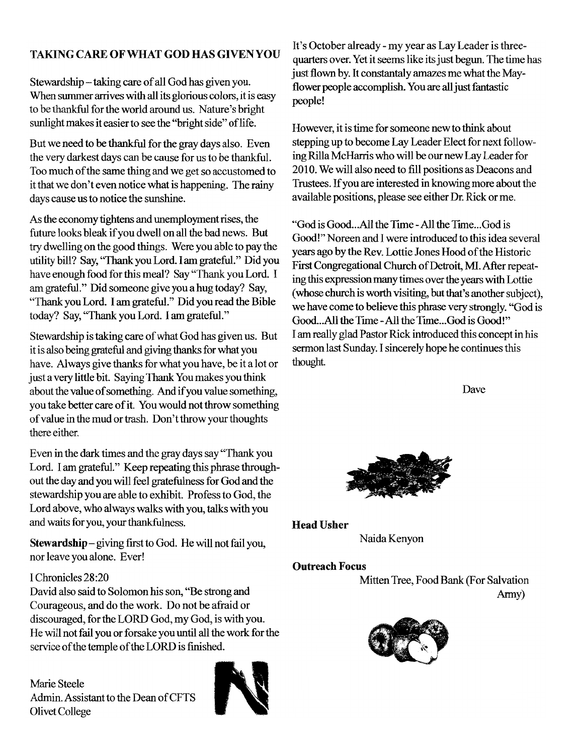## TAKING CARE OF WHAT GOD HAS GIVEN YOU

Stewardship – taking care of all God has given you. When summer arrives with all its glorious colors, it is easy to be thankful for the world around us. Nature's bright sunlight makes it easier to see the "bright side" of life.

But we need to be thankful for the gray days also. Even the very darkest days can be cause for us to be thankful. Too much of the same thing and we get so accustomed to it that we don't even notice what is happening. The rainy days cause us to notice the sunshine.

As the economy tightens and unemployment rises, the future looks bleak if you dwell on all the bad news. But try dwelling on the good things. Were you able to pay the utility bill? Say, "Thank you Lord. I am grateful." Did you have enough food for this meal? Say "Thank you Lord. I am grateful." Did someone give you a hug today? Say, "Thank you Lord. I am grateful." Did you read the Bible today? Say, "Thank you Lord. I am grateful."

Stewardship is taking care of what God has given us. But it is also being grateful and giving thanks for what you have. Always give thanks for what you have, be it a lot or just a very little bit. Saying Thank You makes you think about the value of something. And if you value something, you take better care of it. You would not throw something of value in the mud or trash. Don't throw your thoughts there either.

Even in the dark times and the gray days say "Thank you Lord. I am grateful." Keep repeating this phrase throughout the day and you will feel gratefulness for God and the stewardship you are able to exhibit. Profess to God, the Lord above, who always walks with you, talks with you and waits for you, your thankfulness.

**Stewardship** – giving first to God. He will not fail you, nor leave you alone. Ever!

I Chronicles 28:20
David also said to Solomon his son, "Be strong and Courageous, and do the work. Do not be afraid or discouraged, for the LORD God, my God, is with you. He will not fail you or forsake you until all the work for the service of the temple of the LORD is finished.

Marie Steele
Admin. Assistant to the Dean of CFTS
Olivet College

It's October already - my year as Lay Leader is three-quarters over. Yet it seems like its just begun. The time has just flown by. It constantaly amazes me what the Mayflower people accomplish. You are all just fantastic people!

However, it is time for someone new to think about stepping up to become Lay Leader Elect for next following Rilla McHarris who will be our new Lay Leader for 2010. We will also need to fill positions as Deacons and Trustees. If you are interested in knowing more about the available positions, please see either Dr. Rick or me.

"God is Good...All the Time - All the Time...God is Good!" Noreen and I were introduced to this idea several years ago by the Rev. Lottie Jones Hood of the Historic First Congregational Church of Detroit, MI. After repeating this expression many times over the years with Lottie (whose church is worth visiting, but that's another subject), we have come to believe this phrase very strongly. "God is Good...All the Time - All the Time...God is Good!"
I am really glad Pastor Rick introduced this concept in his sermon last Sunday. I sincerely hope he continues this thought.

Dave

**Head Usher**
Naida Kenyon

**Outreach Focus**
Mitten Tree, Food Bank (For Salvation Army)